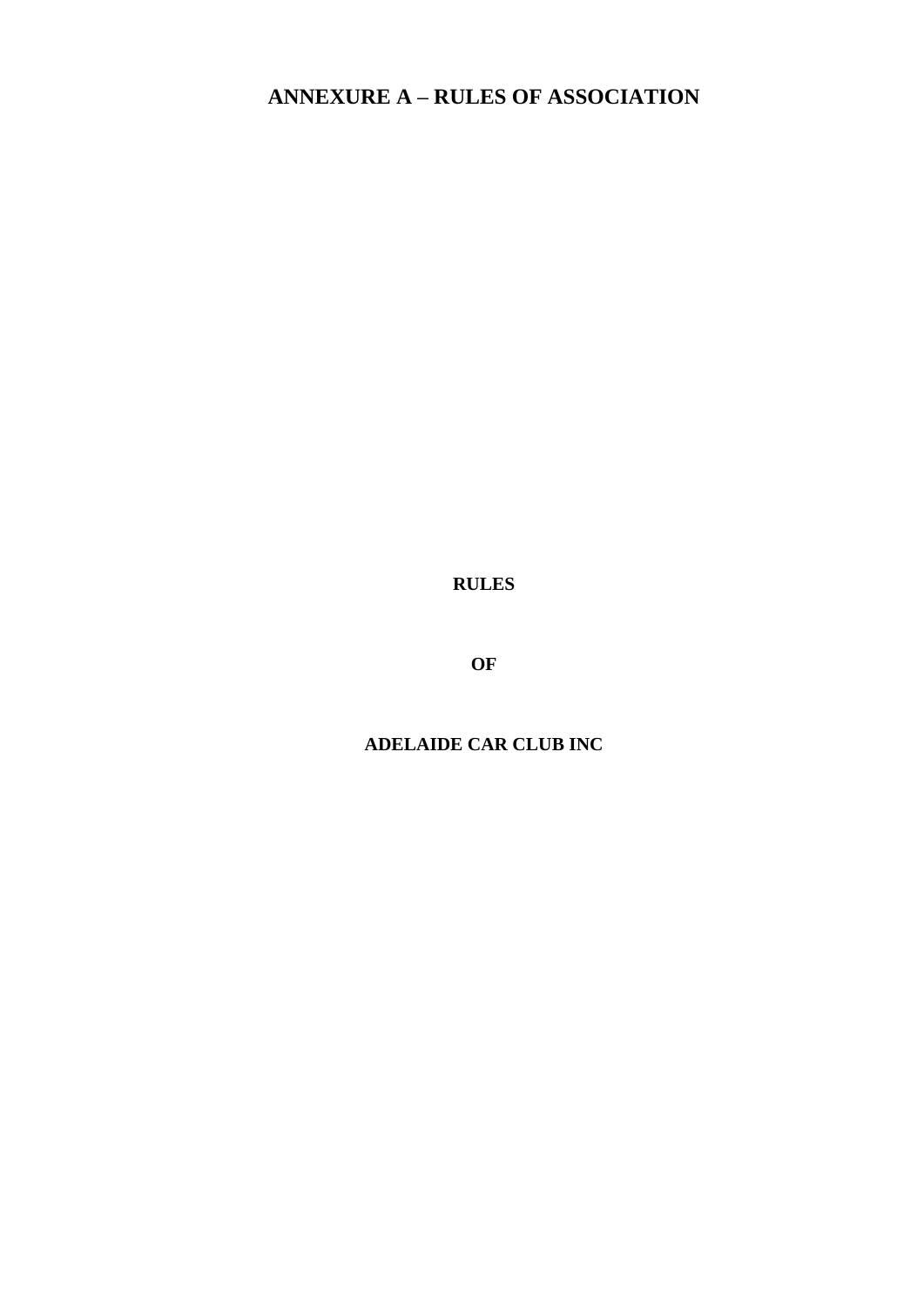# ANNEXURE A – RULES OF ASSOCIATION

**RULES**

**OF**

**ADELAIDE CAR CLUB INC**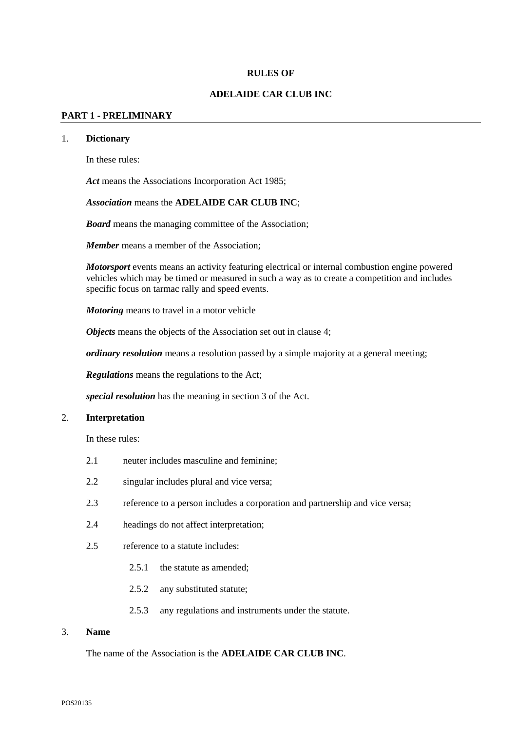**RULES OF**

**ADELAIDE CAR CLUB INC**

## PART 1 - PRELIMINARY

1. **Dictionary**

   In these rules:

   ***Act*** means the Associations Incorporation Act 1985;

   ***Association*** means the **ADELAIDE CAR CLUB INC**;

   ***Board*** means the managing committee of the Association;

   ***Member*** means a member of the Association;

   ***Motorsport*** events means an activity featuring electrical or internal combustion engine powered vehicles which may be timed or measured in such a way as to create a competition and includes specific focus on tarmac rally and speed events.

   ***Motoring*** means to travel in a motor vehicle

   ***Objects*** means the objects of the Association set out in clause 4;

   ***ordinary resolution*** means a resolution passed by a simple majority at a general meeting;

   ***Regulations*** means the regulations to the Act;

   ***special resolution*** has the meaning in section 3 of the Act.

2. **Interpretation**

   In these rules:

   2.1 neuter includes masculine and feminine;

   2.2 singular includes plural and vice versa;

   2.3 reference to a person includes a corporation and partnership and vice versa;

   2.4 headings do not affect interpretation;

   2.5 reference to a statute includes:

   2.5.1 the statute as amended;

   2.5.2 any substituted statute;

   2.5.3 any regulations and instruments under the statute.

3. **Name**

   The name of the Association is the **ADELAIDE CAR CLUB INC**.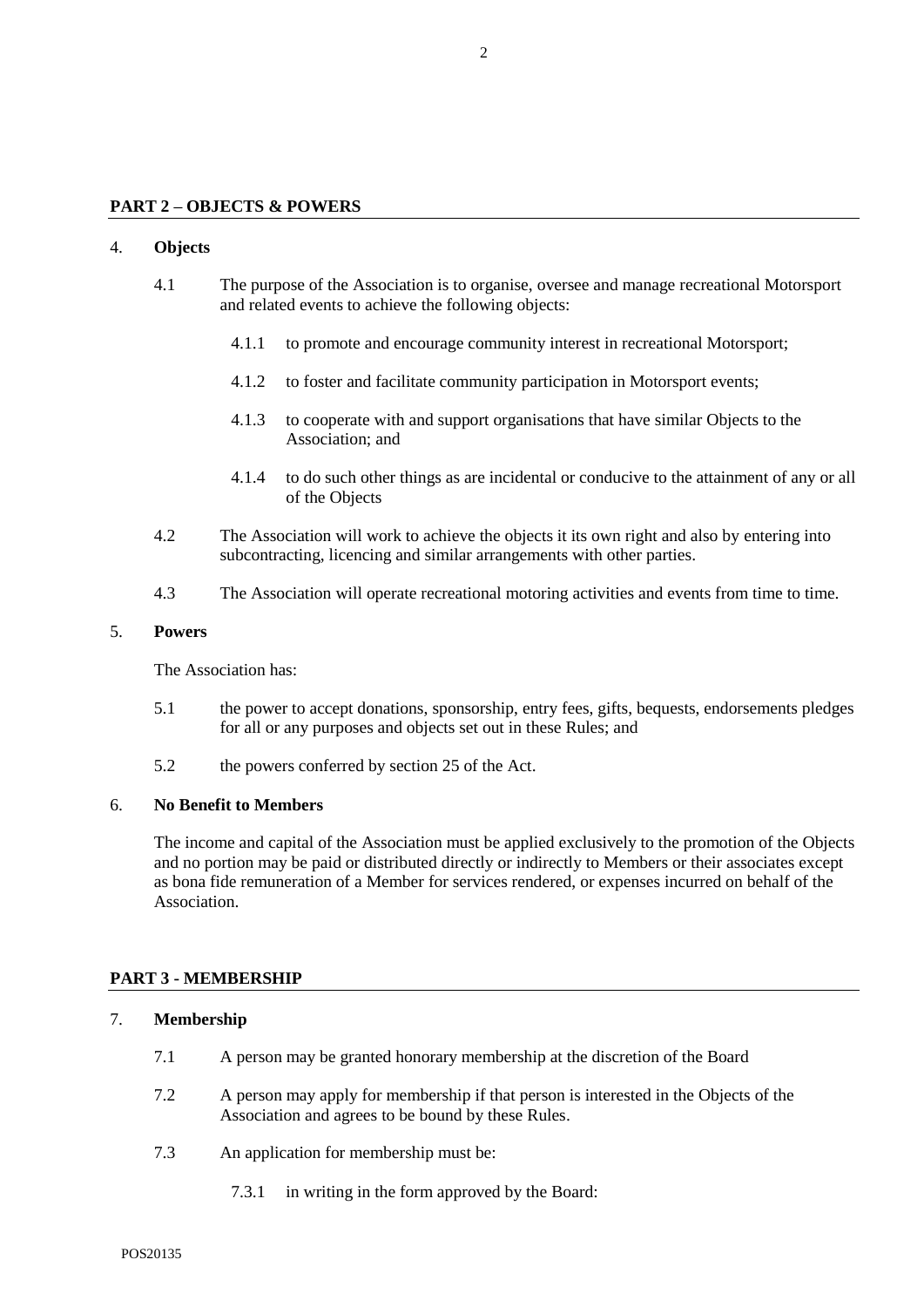## PART 2 – OBJECTS & POWERS

4. **Objects**

   4.1 The purpose of the Association is to organise, oversee and manage recreational Motorsport and related events to achieve the following objects:

      4.1.1 to promote and encourage community interest in recreational Motorsport;

      4.1.2 to foster and facilitate community participation in Motorsport events;

      4.1.3 to cooperate with and support organisations that have similar Objects to the Association; and

      4.1.4 to do such other things as are incidental or conducive to the attainment of any or all of the Objects

   4.2 The Association will work to achieve the objects it its own right and also by entering into subcontracting, licencing and similar arrangements with other parties.

   4.3 The Association will operate recreational motoring activities and events from time to time.

5. **Powers**

   The Association has:

   5.1 the power to accept donations, sponsorship, entry fees, gifts, bequests, endorsements pledges for all or any purposes and objects set out in these Rules; and

   5.2 the powers conferred by section 25 of the Act.

6. **No Benefit to Members**

   The income and capital of the Association must be applied exclusively to the promotion of the Objects and no portion may be paid or distributed directly or indirectly to Members or their associates except as bona fide remuneration of a Member for services rendered, or expenses incurred on behalf of the Association.

## PART 3 - MEMBERSHIP

7. **Membership**

   7.1 A person may be granted honorary membership at the discretion of the Board

   7.2 A person may apply for membership if that person is interested in the Objects of the Association and agrees to be bound by these Rules.

   7.3 An application for membership must be:

      7.3.1 in writing in the form approved by the Board: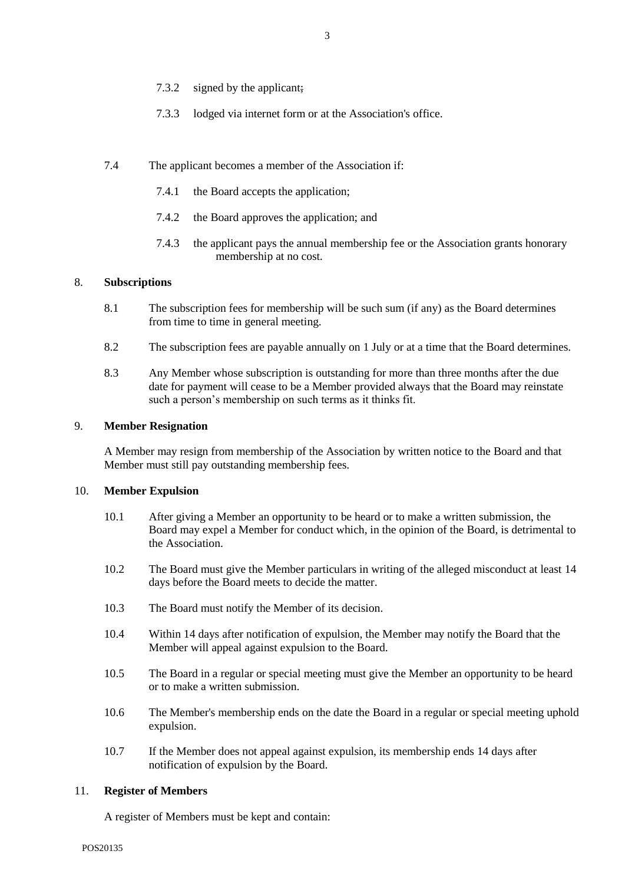7.3.2 signed by the applicant;

7.3.3 lodged via internet form or at the Association's office.

7.4 The applicant becomes a member of the Association if:

7.4.1 the Board accepts the application;

7.4.2 the Board approves the application; and

7.4.3 the applicant pays the annual membership fee or the Association grants honorary membership at no cost.

8. **Subscriptions**

8.1 The subscription fees for membership will be such sum (if any) as the Board determines from time to time in general meeting.

8.2 The subscription fees are payable annually on 1 July or at a time that the Board determines.

8.3 Any Member whose subscription is outstanding for more than three months after the due date for payment will cease to be a Member provided always that the Board may reinstate such a person's membership on such terms as it thinks fit.

9. **Member Resignation**

A Member may resign from membership of the Association by written notice to the Board and that Member must still pay outstanding membership fees.

10. **Member Expulsion**

10.1 After giving a Member an opportunity to be heard or to make a written submission, the Board may expel a Member for conduct which, in the opinion of the Board, is detrimental to the Association.

10.2 The Board must give the Member particulars in writing of the alleged misconduct at least 14 days before the Board meets to decide the matter.

10.3 The Board must notify the Member of its decision.

10.4 Within 14 days after notification of expulsion, the Member may notify the Board that the Member will appeal against expulsion to the Board.

10.5 The Board in a regular or special meeting must give the Member an opportunity to be heard or to make a written submission.

10.6 The Member's membership ends on the date the Board in a regular or special meeting uphold expulsion.

10.7 If the Member does not appeal against expulsion, its membership ends 14 days after notification of expulsion by the Board.

11. **Register of Members**

A register of Members must be kept and contain:

POS20135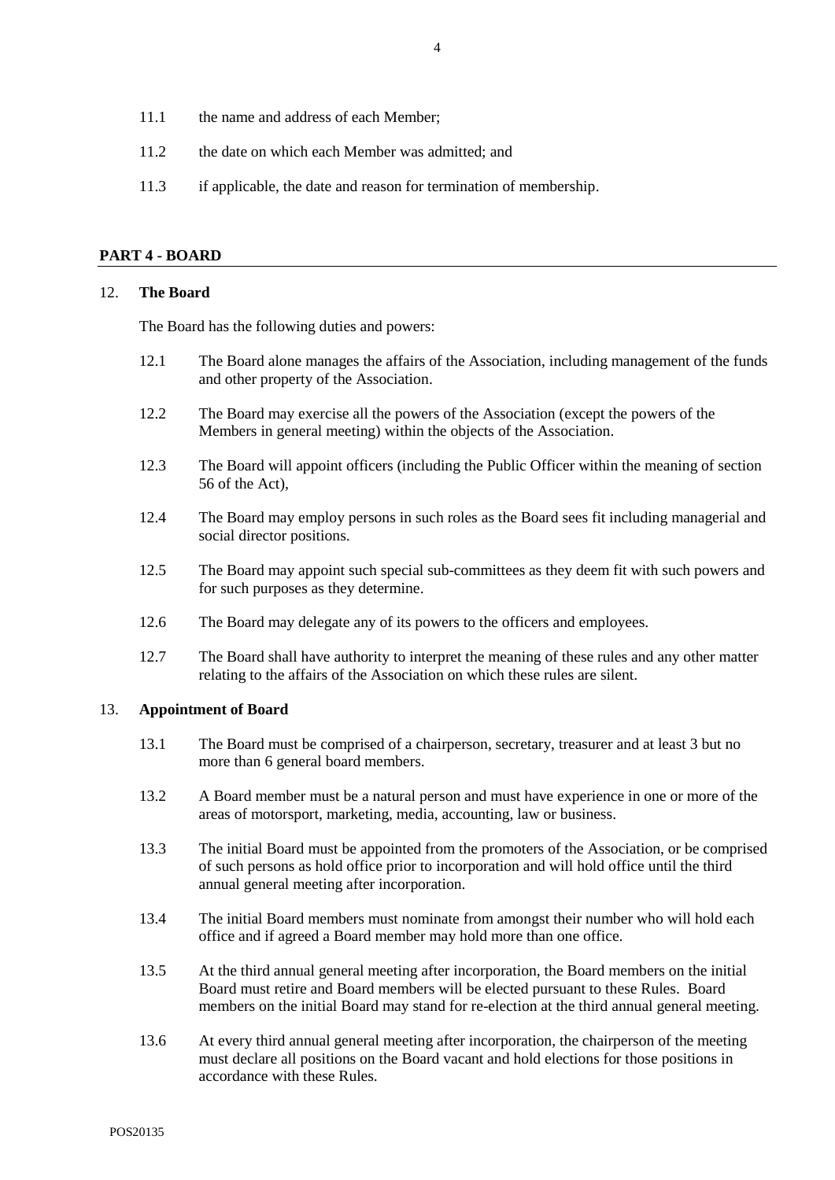11.1 the name and address of each Member;

11.2 the date on which each Member was admitted; and

11.3 if applicable, the date and reason for termination of membership.

## PART 4 - BOARD

### 12. The Board

The Board has the following duties and powers:

12.1 The Board alone manages the affairs of the Association, including management of the funds and other property of the Association.

12.2 The Board may exercise all the powers of the Association (except the powers of the Members in general meeting) within the objects of the Association.

12.3 The Board will appoint officers (including the Public Officer within the meaning of section 56 of the Act),

12.4 The Board may employ persons in such roles as the Board sees fit including managerial and social director positions.

12.5 The Board may appoint such special sub-committees as they deem fit with such powers and for such purposes as they determine.

12.6 The Board may delegate any of its powers to the officers and employees.

12.7 The Board shall have authority to interpret the meaning of these rules and any other matter relating to the affairs of the Association on which these rules are silent.

### 13. Appointment of Board

13.1 The Board must be comprised of a chairperson, secretary, treasurer and at least 3 but no more than 6 general board members.

13.2 A Board member must be a natural person and must have experience in one or more of the areas of motorsport, marketing, media, accounting, law or business.

13.3 The initial Board must be appointed from the promoters of the Association, or be comprised of such persons as hold office prior to incorporation and will hold office until the third annual general meeting after incorporation.

13.4 The initial Board members must nominate from amongst their number who will hold each office and if agreed a Board member may hold more than one office.

13.5 At the third annual general meeting after incorporation, the Board members on the initial Board must retire and Board members will be elected pursuant to these Rules. Board members on the initial Board may stand for re-election at the third annual general meeting.

13.6 At every third annual general meeting after incorporation, the chairperson of the meeting must declare all positions on the Board vacant and hold elections for those positions in accordance with these Rules.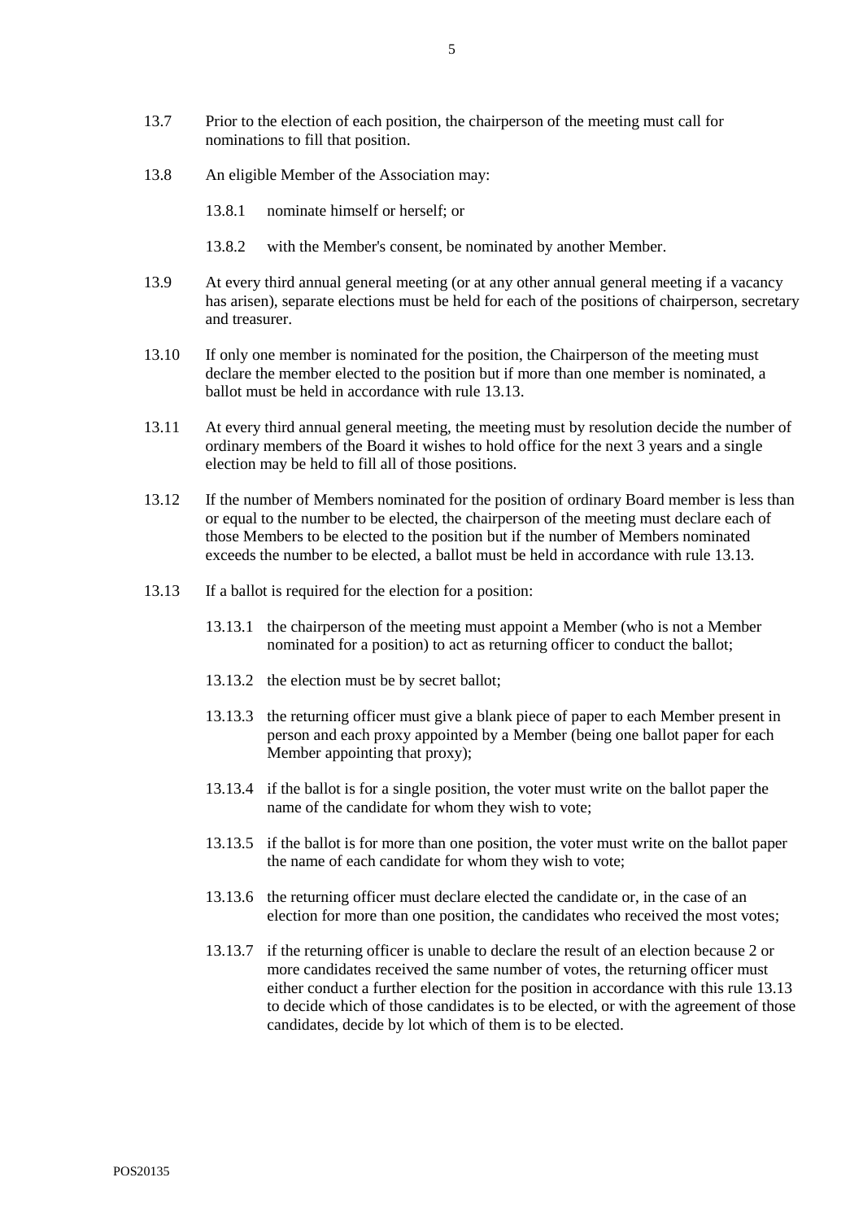13.7 Prior to the election of each position, the chairperson of the meeting must call for nominations to fill that position.

13.8 An eligible Member of the Association may:

13.8.1 nominate himself or herself; or

13.8.2 with the Member's consent, be nominated by another Member.

13.9 At every third annual general meeting (or at any other annual general meeting if a vacancy has arisen), separate elections must be held for each of the positions of chairperson, secretary and treasurer.

13.10 If only one member is nominated for the position, the Chairperson of the meeting must declare the member elected to the position but if more than one member is nominated, a ballot must be held in accordance with rule 13.13.

13.11 At every third annual general meeting, the meeting must by resolution decide the number of ordinary members of the Board it wishes to hold office for the next 3 years and a single election may be held to fill all of those positions.

13.12 If the number of Members nominated for the position of ordinary Board member is less than or equal to the number to be elected, the chairperson of the meeting must declare each of those Members to be elected to the position but if the number of Members nominated exceeds the number to be elected, a ballot must be held in accordance with rule 13.13.

13.13 If a ballot is required for the election for a position:

13.13.1 the chairperson of the meeting must appoint a Member (who is not a Member nominated for a position) to act as returning officer to conduct the ballot;

13.13.2 the election must be by secret ballot;

13.13.3 the returning officer must give a blank piece of paper to each Member present in person and each proxy appointed by a Member (being one ballot paper for each Member appointing that proxy);

13.13.4 if the ballot is for a single position, the voter must write on the ballot paper the name of the candidate for whom they wish to vote;

13.13.5 if the ballot is for more than one position, the voter must write on the ballot paper the name of each candidate for whom they wish to vote;

13.13.6 the returning officer must declare elected the candidate or, in the case of an election for more than one position, the candidates who received the most votes;

13.13.7 if the returning officer is unable to declare the result of an election because 2 or more candidates received the same number of votes, the returning officer must either conduct a further election for the position in accordance with this rule 13.13 to decide which of those candidates is to be elected, or with the agreement of those candidates, decide by lot which of them is to be elected.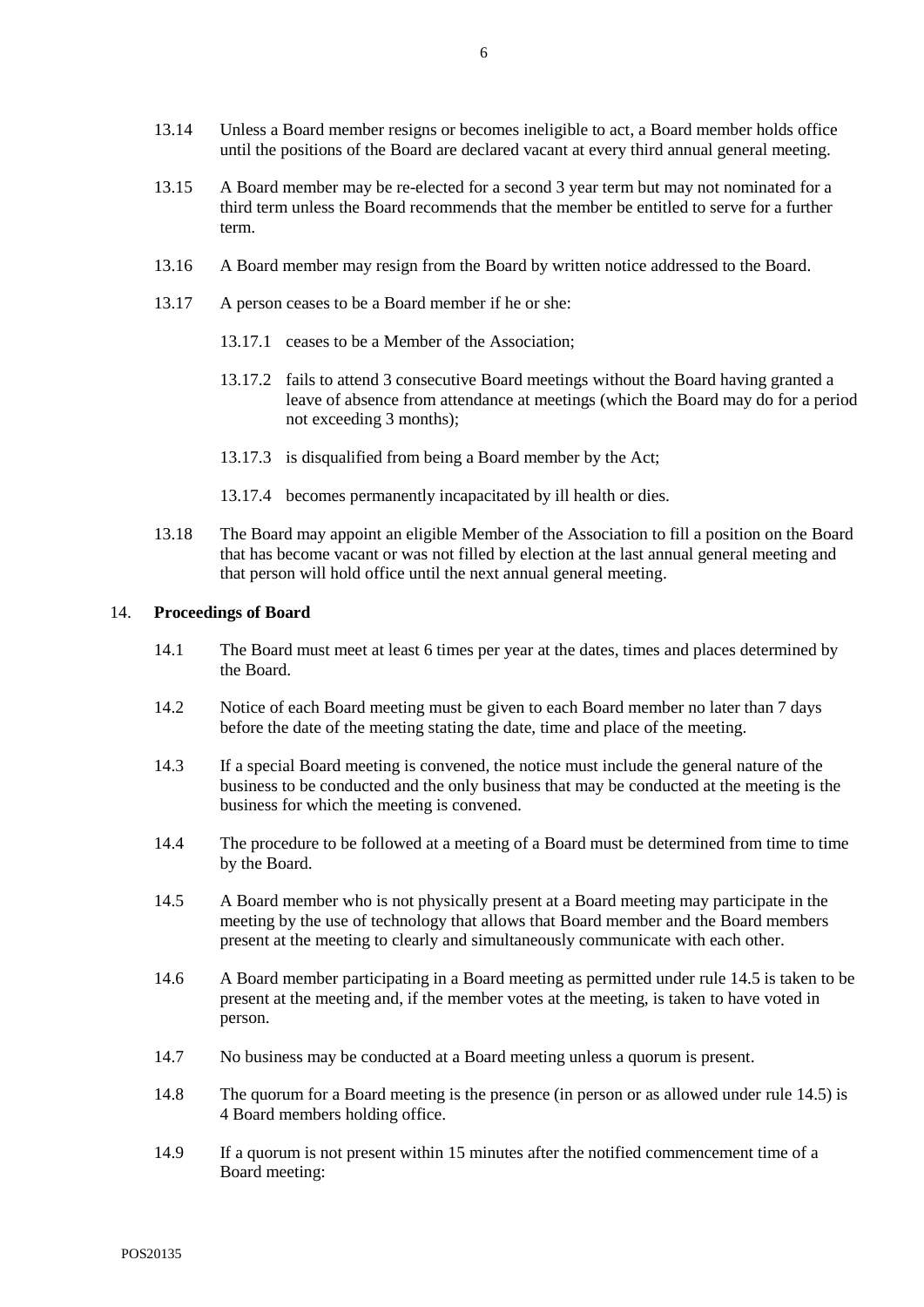13.14 Unless a Board member resigns or becomes ineligible to act, a Board member holds office until the positions of the Board are declared vacant at every third annual general meeting.

13.15 A Board member may be re-elected for a second 3 year term but may not nominated for a third term unless the Board recommends that the member be entitled to serve for a further term.

13.16 A Board member may resign from the Board by written notice addressed to the Board.

13.17 A person ceases to be a Board member if he or she:

13.17.1 ceases to be a Member of the Association;

13.17.2 fails to attend 3 consecutive Board meetings without the Board having granted a leave of absence from attendance at meetings (which the Board may do for a period not exceeding 3 months);

13.17.3 is disqualified from being a Board member by the Act;

13.17.4 becomes permanently incapacitated by ill health or dies.

13.18 The Board may appoint an eligible Member of the Association to fill a position on the Board that has become vacant or was not filled by election at the last annual general meeting and that person will hold office until the next annual general meeting.

## 14. **Proceedings of Board**

14.1 The Board must meet at least 6 times per year at the dates, times and places determined by the Board.

14.2 Notice of each Board meeting must be given to each Board member no later than 7 days before the date of the meeting stating the date, time and place of the meeting.

14.3 If a special Board meeting is convened, the notice must include the general nature of the business to be conducted and the only business that may be conducted at the meeting is the business for which the meeting is convened.

14.4 The procedure to be followed at a meeting of a Board must be determined from time to time by the Board.

14.5 A Board member who is not physically present at a Board meeting may participate in the meeting by the use of technology that allows that Board member and the Board members present at the meeting to clearly and simultaneously communicate with each other.

14.6 A Board member participating in a Board meeting as permitted under rule 14.5 is taken to be present at the meeting and, if the member votes at the meeting, is taken to have voted in person.

14.7 No business may be conducted at a Board meeting unless a quorum is present.

14.8 The quorum for a Board meeting is the presence (in person or as allowed under rule 14.5) is 4 Board members holding office.

14.9 If a quorum is not present within 15 minutes after the notified commencement time of a Board meeting: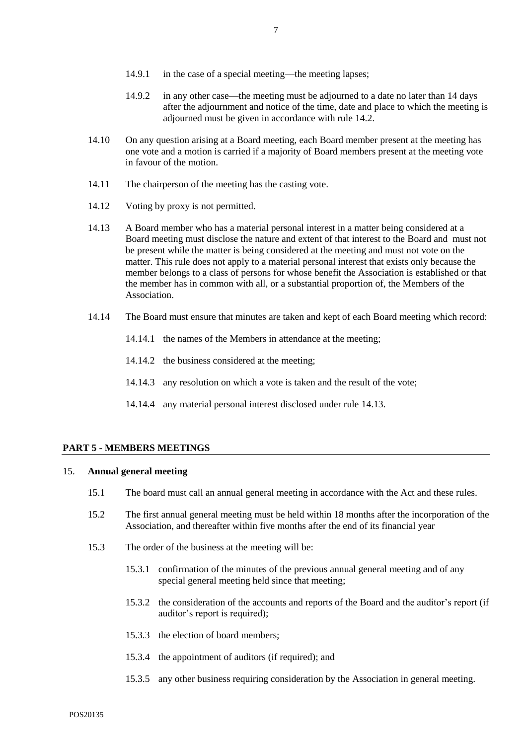14.9.1 in the case of a special meeting—the meeting lapses;

14.9.2 in any other case—the meeting must be adjourned to a date no later than 14 days after the adjournment and notice of the time, date and place to which the meeting is adjourned must be given in accordance with rule 14.2.

14.10 On any question arising at a Board meeting, each Board member present at the meeting has one vote and a motion is carried if a majority of Board members present at the meeting vote in favour of the motion.

14.11 The chairperson of the meeting has the casting vote.

14.12 Voting by proxy is not permitted.

14.13 A Board member who has a material personal interest in a matter being considered at a Board meeting must disclose the nature and extent of that interest to the Board and must not be present while the matter is being considered at the meeting and must not vote on the matter. This rule does not apply to a material personal interest that exists only because the member belongs to a class of persons for whose benefit the Association is established or that the member has in common with all, or a substantial proportion of, the Members of the Association.

14.14 The Board must ensure that minutes are taken and kept of each Board meeting which record:

14.14.1 the names of the Members in attendance at the meeting;

14.14.2 the business considered at the meeting;

14.14.3 any resolution on which a vote is taken and the result of the vote;

14.14.4 any material personal interest disclosed under rule 14.13.

## PART 5 - MEMBERS MEETINGS

### 15. Annual general meeting

15.1 The board must call an annual general meeting in accordance with the Act and these rules.

15.2 The first annual general meeting must be held within 18 months after the incorporation of the Association, and thereafter within five months after the end of its financial year

15.3 The order of the business at the meeting will be:

15.3.1 confirmation of the minutes of the previous annual general meeting and of any special general meeting held since that meeting;

15.3.2 the consideration of the accounts and reports of the Board and the auditor's report (if auditor's report is required);

15.3.3 the election of board members;

15.3.4 the appointment of auditors (if required); and

15.3.5 any other business requiring consideration by the Association in general meeting.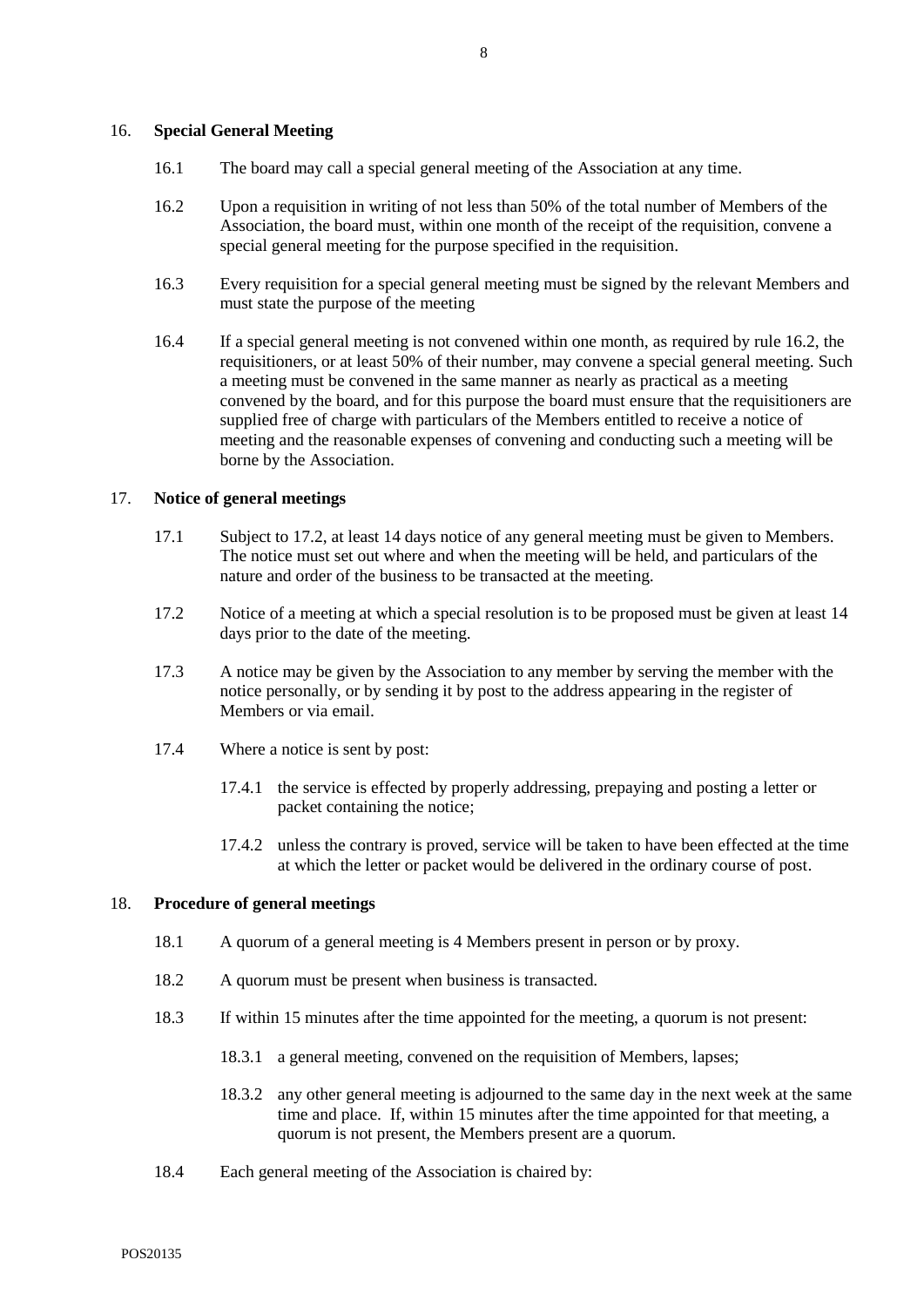## 16. **Special General Meeting**

16.1 The board may call a special general meeting of the Association at any time.

16.2 Upon a requisition in writing of not less than 50% of the total number of Members of the Association, the board must, within one month of the receipt of the requisition, convene a special general meeting for the purpose specified in the requisition.

16.3 Every requisition for a special general meeting must be signed by the relevant Members and must state the purpose of the meeting

16.4 If a special general meeting is not convened within one month, as required by rule 16.2, the requisitioners, or at least 50% of their number, may convene a special general meeting. Such a meeting must be convened in the same manner as nearly as practical as a meeting convened by the board, and for this purpose the board must ensure that the requisitioners are supplied free of charge with particulars of the Members entitled to receive a notice of meeting and the reasonable expenses of convening and conducting such a meeting will be borne by the Association.

## 17. **Notice of general meetings**

17.1 Subject to 17.2, at least 14 days notice of any general meeting must be given to Members. The notice must set out where and when the meeting will be held, and particulars of the nature and order of the business to be transacted at the meeting.

17.2 Notice of a meeting at which a special resolution is to be proposed must be given at least 14 days prior to the date of the meeting.

17.3 A notice may be given by the Association to any member by serving the member with the notice personally, or by sending it by post to the address appearing in the register of Members or via email.

17.4 Where a notice is sent by post:

17.4.1 the service is effected by properly addressing, prepaying and posting a letter or packet containing the notice;

17.4.2 unless the contrary is proved, service will be taken to have been effected at the time at which the letter or packet would be delivered in the ordinary course of post.

## 18. **Procedure of general meetings**

18.1 A quorum of a general meeting is 4 Members present in person or by proxy.

18.2 A quorum must be present when business is transacted.

18.3 If within 15 minutes after the time appointed for the meeting, a quorum is not present:

18.3.1 a general meeting, convened on the requisition of Members, lapses;

18.3.2 any other general meeting is adjourned to the same day in the next week at the same time and place. If, within 15 minutes after the time appointed for that meeting, a quorum is not present, the Members present are a quorum.

18.4 Each general meeting of the Association is chaired by: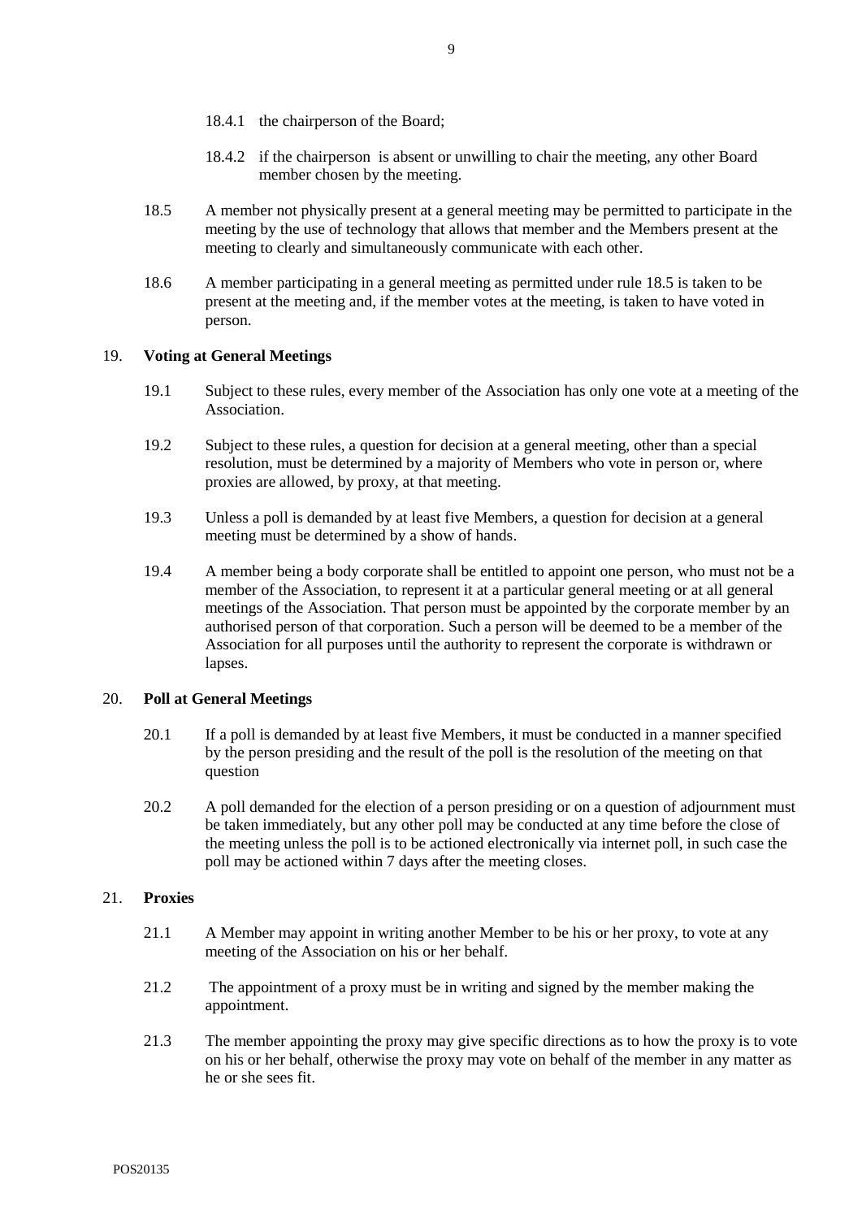18.4.1 the chairperson of the Board;

18.4.2 if the chairperson is absent or unwilling to chair the meeting, any other Board member chosen by the meeting.

18.5 A member not physically present at a general meeting may be permitted to participate in the meeting by the use of technology that allows that member and the Members present at the meeting to clearly and simultaneously communicate with each other.

18.6 A member participating in a general meeting as permitted under rule 18.5 is taken to be present at the meeting and, if the member votes at the meeting, is taken to have voted in person.

## 19. **Voting at General Meetings**

19.1 Subject to these rules, every member of the Association has only one vote at a meeting of the Association.

19.2 Subject to these rules, a question for decision at a general meeting, other than a special resolution, must be determined by a majority of Members who vote in person or, where proxies are allowed, by proxy, at that meeting.

19.3 Unless a poll is demanded by at least five Members, a question for decision at a general meeting must be determined by a show of hands.

19.4 A member being a body corporate shall be entitled to appoint one person, who must not be a member of the Association, to represent it at a particular general meeting or at all general meetings of the Association. That person must be appointed by the corporate member by an authorised person of that corporation. Such a person will be deemed to be a member of the Association for all purposes until the authority to represent the corporate is withdrawn or lapses.

## 20. **Poll at General Meetings**

20.1 If a poll is demanded by at least five Members, it must be conducted in a manner specified by the person presiding and the result of the poll is the resolution of the meeting on that question

20.2 A poll demanded for the election of a person presiding or on a question of adjournment must be taken immediately, but any other poll may be conducted at any time before the close of the meeting unless the poll is to be actioned electronically via internet poll, in such case the poll may be actioned within 7 days after the meeting closes.

## 21. **Proxies**

21.1 A Member may appoint in writing another Member to be his or her proxy, to vote at any meeting of the Association on his or her behalf.

21.2 The appointment of a proxy must be in writing and signed by the member making the appointment.

21.3 The member appointing the proxy may give specific directions as to how the proxy is to vote on his or her behalf, otherwise the proxy may vote on behalf of the member in any matter as he or she sees fit.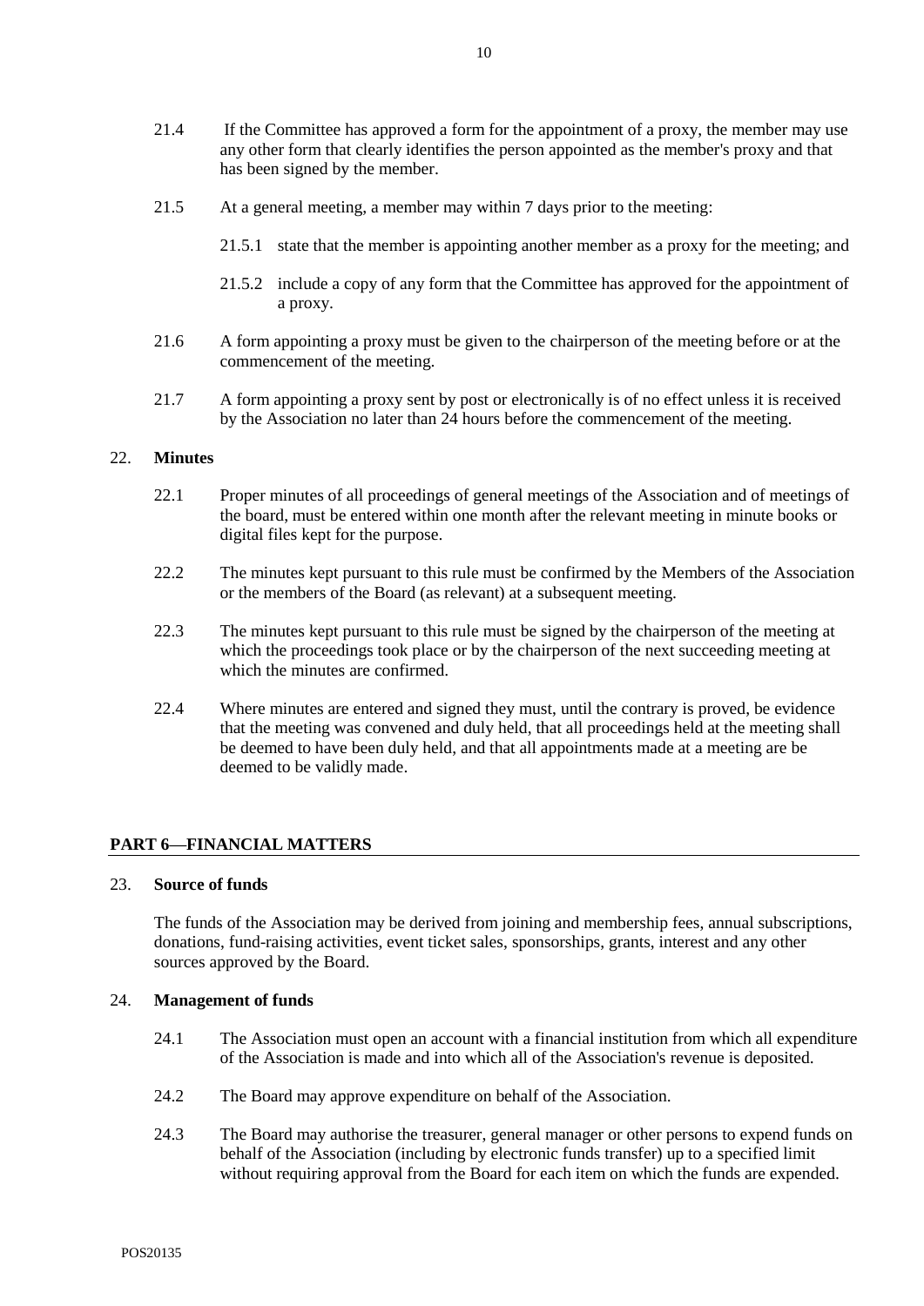21.4 If the Committee has approved a form for the appointment of a proxy, the member may use any other form that clearly identifies the person appointed as the member's proxy and that has been signed by the member.

21.5 At a general meeting, a member may within 7 days prior to the meeting:

21.5.1 state that the member is appointing another member as a proxy for the meeting; and

21.5.2 include a copy of any form that the Committee has approved for the appointment of a proxy.

21.6 A form appointing a proxy must be given to the chairperson of the meeting before or at the commencement of the meeting.

21.7 A form appointing a proxy sent by post or electronically is of no effect unless it is received by the Association no later than 24 hours before the commencement of the meeting.

### 22. **Minutes**

22.1 Proper minutes of all proceedings of general meetings of the Association and of meetings of the board, must be entered within one month after the relevant meeting in minute books or digital files kept for the purpose.

22.2 The minutes kept pursuant to this rule must be confirmed by the Members of the Association or the members of the Board (as relevant) at a subsequent meeting.

22.3 The minutes kept pursuant to this rule must be signed by the chairperson of the meeting at which the proceedings took place or by the chairperson of the next succeeding meeting at which the minutes are confirmed.

22.4 Where minutes are entered and signed they must, until the contrary is proved, be evidence that the meeting was convened and duly held, that all proceedings held at the meeting shall be deemed to have been duly held, and that all appointments made at a meeting are be deemed to be validly made.

## PART 6—FINANCIAL MATTERS

### 23. **Source of funds**

The funds of the Association may be derived from joining and membership fees, annual subscriptions, donations, fund-raising activities, event ticket sales, sponsorships, grants, interest and any other sources approved by the Board.

### 24. **Management of funds**

24.1 The Association must open an account with a financial institution from which all expenditure of the Association is made and into which all of the Association's revenue is deposited.

24.2 The Board may approve expenditure on behalf of the Association.

24.3 The Board may authorise the treasurer, general manager or other persons to expend funds on behalf of the Association (including by electronic funds transfer) up to a specified limit without requiring approval from the Board for each item on which the funds are expended.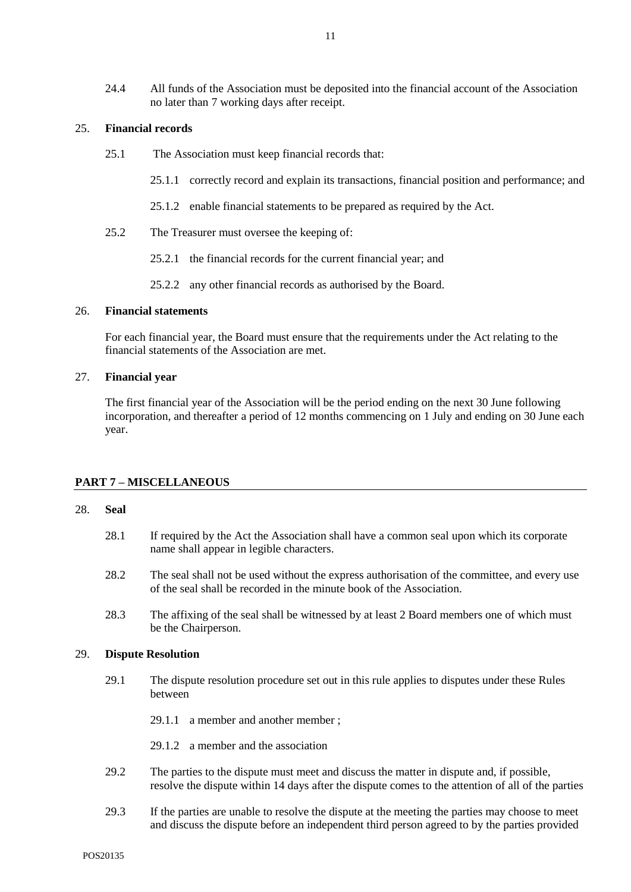24.4 All funds of the Association must be deposited into the financial account of the Association no later than 7 working days after receipt.

25. **Financial records**

25.1 The Association must keep financial records that:

25.1.1 correctly record and explain its transactions, financial position and performance; and

25.1.2 enable financial statements to be prepared as required by the Act.

25.2 The Treasurer must oversee the keeping of:

25.2.1 the financial records for the current financial year; and

25.2.2 any other financial records as authorised by the Board.

26. **Financial statements**

For each financial year, the Board must ensure that the requirements under the Act relating to the financial statements of the Association are met.

27. **Financial year**

The first financial year of the Association will be the period ending on the next 30 June following incorporation, and thereafter a period of 12 months commencing on 1 July and ending on 30 June each year.

## PART 7 – MISCELLANEOUS

28. **Seal**

28.1 If required by the Act the Association shall have a common seal upon which its corporate name shall appear in legible characters.

28.2 The seal shall not be used without the express authorisation of the committee, and every use of the seal shall be recorded in the minute book of the Association.

28.3 The affixing of the seal shall be witnessed by at least 2 Board members one of which must be the Chairperson.

29. **Dispute Resolution**

29.1 The dispute resolution procedure set out in this rule applies to disputes under these Rules between

29.1.1 a member and another member ;

29.1.2 a member and the association

29.2 The parties to the dispute must meet and discuss the matter in dispute and, if possible, resolve the dispute within 14 days after the dispute comes to the attention of all of the parties

29.3 If the parties are unable to resolve the dispute at the meeting the parties may choose to meet and discuss the dispute before an independent third person agreed to by the parties provided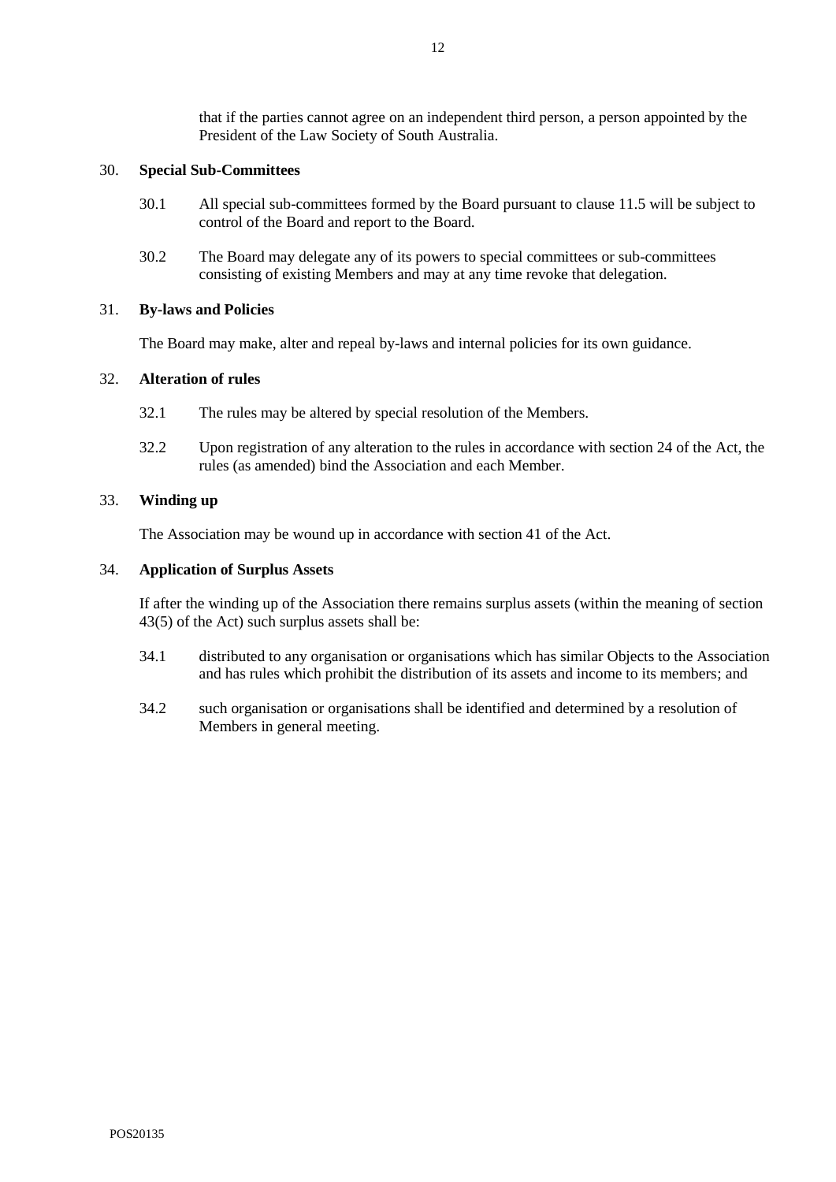that if the parties cannot agree on an independent third person, a person appointed by the President of the Law Society of South Australia.

30. **Special Sub-Committees**

30.1 All special sub-committees formed by the Board pursuant to clause 11.5 will be subject to control of the Board and report to the Board.

30.2 The Board may delegate any of its powers to special committees or sub-committees consisting of existing Members and may at any time revoke that delegation.

31. **By-laws and Policies**

The Board may make, alter and repeal by-laws and internal policies for its own guidance.

32. **Alteration of rules**

32.1 The rules may be altered by special resolution of the Members.

32.2 Upon registration of any alteration to the rules in accordance with section 24 of the Act, the rules (as amended) bind the Association and each Member.

33. **Winding up**

The Association may be wound up in accordance with section 41 of the Act.

34. **Application of Surplus Assets**

If after the winding up of the Association there remains surplus assets (within the meaning of section 43(5) of the Act) such surplus assets shall be:

34.1 distributed to any organisation or organisations which has similar Objects to the Association and has rules which prohibit the distribution of its assets and income to its members; and

34.2 such organisation or organisations shall be identified and determined by a resolution of Members in general meeting.